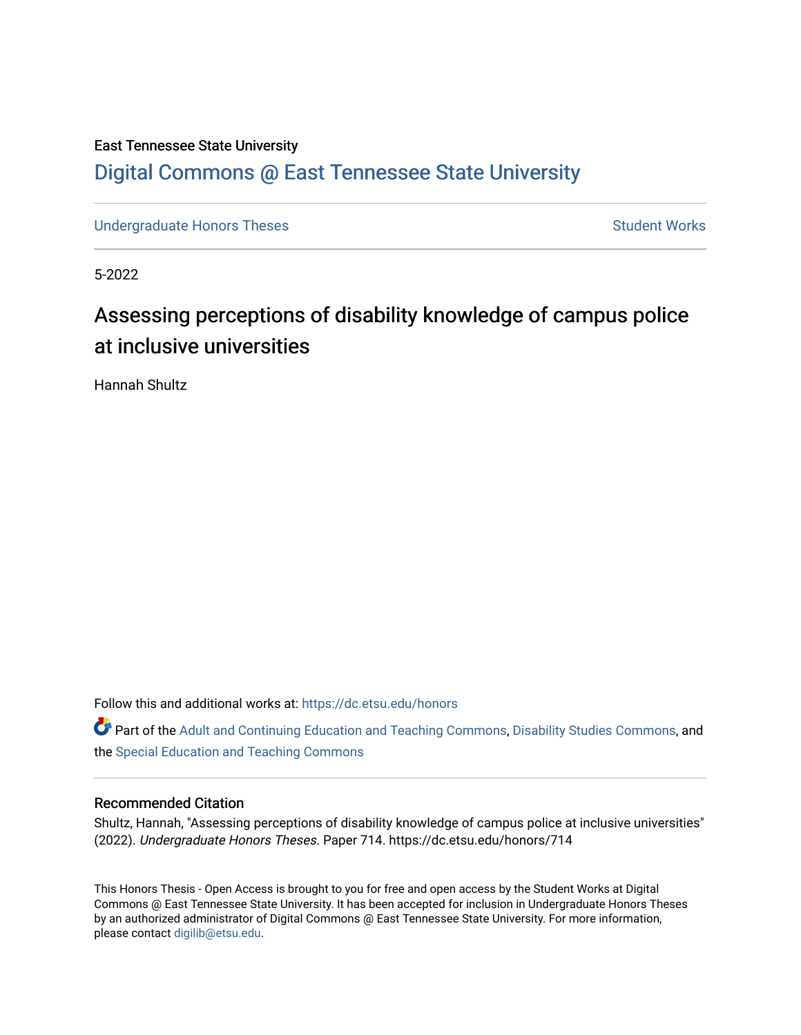East Tennessee State University

# Digital Commons @ East Tennessee State University

Undergraduate Honors Theses | Student Works

5-2022

## Assessing perceptions of disability knowledge of campus police at inclusive universities

Hannah Shultz

Follow this and additional works at: https://dc.etsu.edu/honors

Part of the Adult and Continuing Education and Teaching Commons, Disability Studies Commons, and the Special Education and Teaching Commons

### Recommended Citation

Shultz, Hannah, "Assessing perceptions of disability knowledge of campus police at inclusive universities" (2022). *Undergraduate Honors Theses.* Paper 714. https://dc.etsu.edu/honors/714

This Honors Thesis - Open Access is brought to you for free and open access by the Student Works at Digital Commons @ East Tennessee State University. It has been accepted for inclusion in Undergraduate Honors Theses by an authorized administrator of Digital Commons @ East Tennessee State University. For more information, please contact digilib@etsu.edu.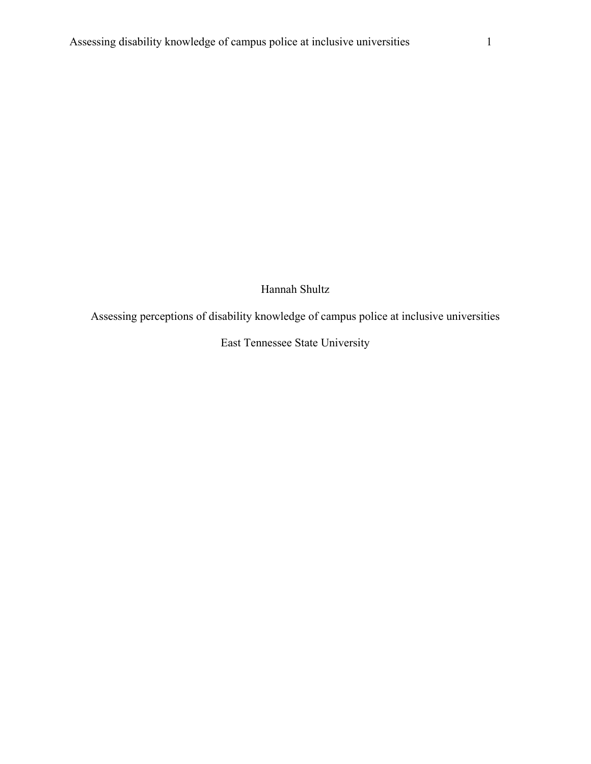Hannah Shultz

Assessing perceptions of disability knowledge of campus police at inclusive universities

East Tennessee State University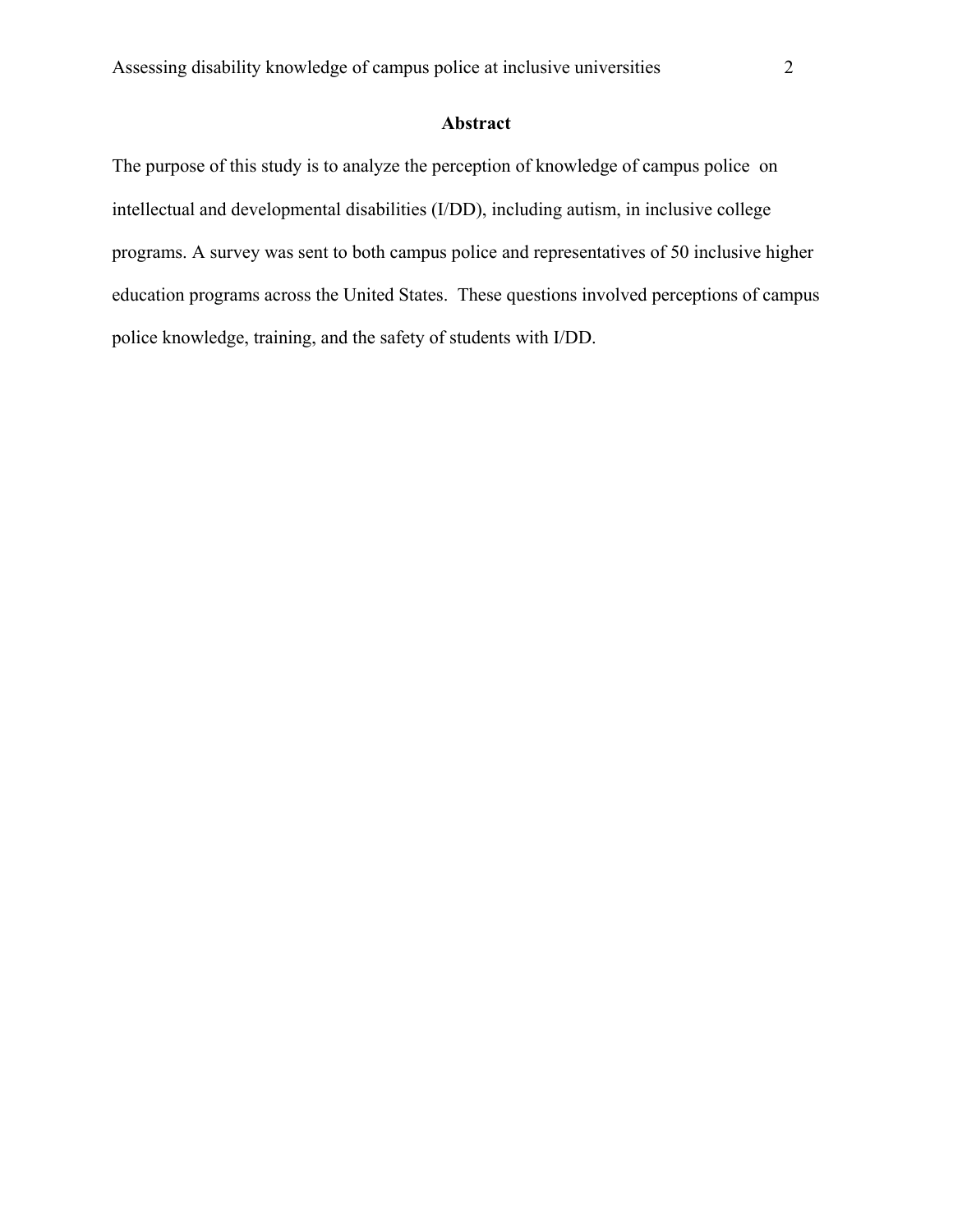## Abstract

The purpose of this study is to analyze the perception of knowledge of campus police on intellectual and developmental disabilities (I/DD), including autism, in inclusive college programs. A survey was sent to both campus police and representatives of 50 inclusive higher education programs across the United States. These questions involved perceptions of campus police knowledge, training, and the safety of students with I/DD.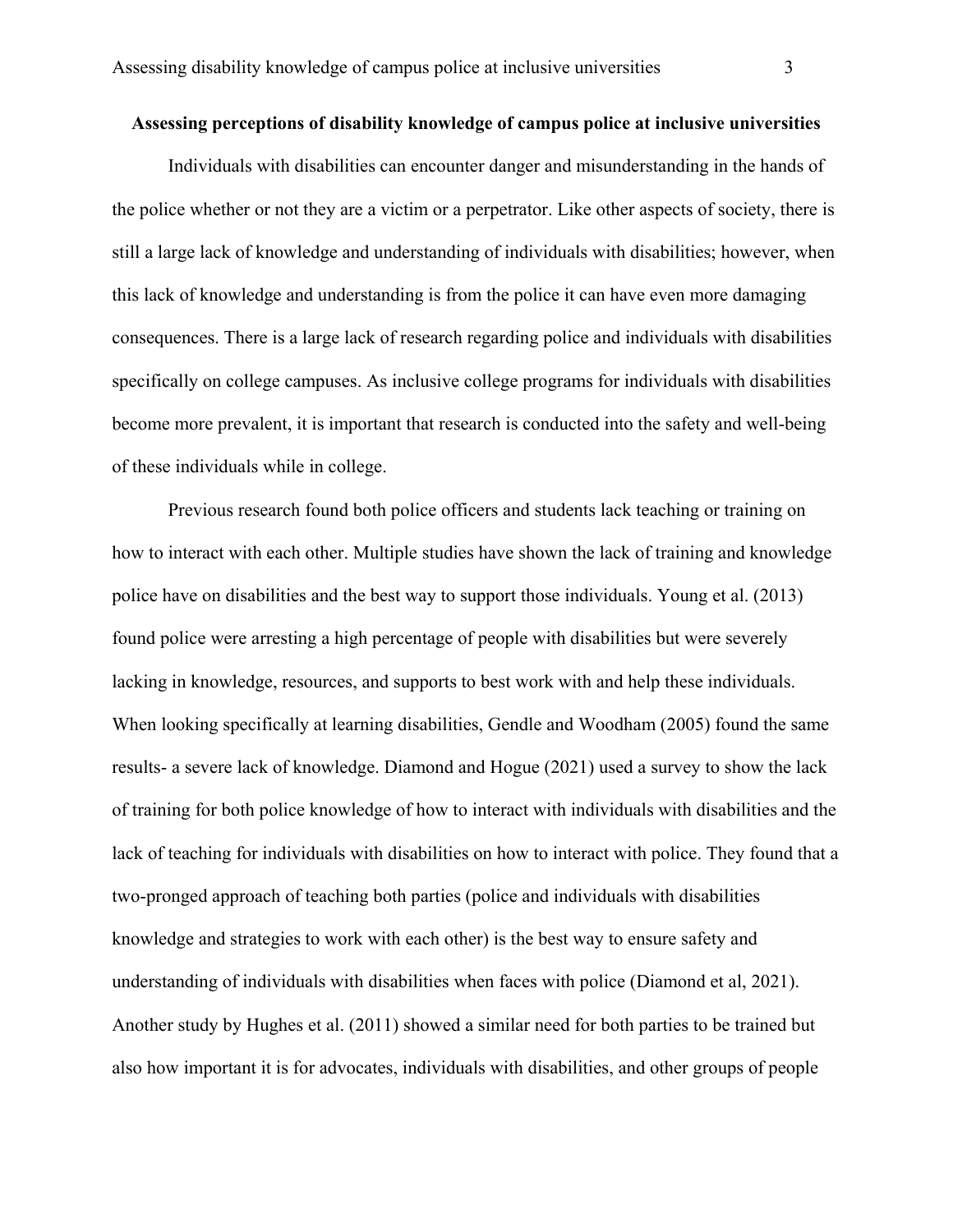**Assessing perceptions of disability knowledge of campus police at inclusive universities**

Individuals with disabilities can encounter danger and misunderstanding in the hands of the police whether or not they are a victim or a perpetrator. Like other aspects of society, there is still a large lack of knowledge and understanding of individuals with disabilities; however, when this lack of knowledge and understanding is from the police it can have even more damaging consequences. There is a large lack of research regarding police and individuals with disabilities specifically on college campuses. As inclusive college programs for individuals with disabilities become more prevalent, it is important that research is conducted into the safety and well-being of these individuals while in college.

Previous research found both police officers and students lack teaching or training on how to interact with each other. Multiple studies have shown the lack of training and knowledge police have on disabilities and the best way to support those individuals. Young et al. (2013) found police were arresting a high percentage of people with disabilities but were severely lacking in knowledge, resources, and supports to best work with and help these individuals. When looking specifically at learning disabilities, Gendle and Woodham (2005) found the same results- a severe lack of knowledge. Diamond and Hogue (2021) used a survey to show the lack of training for both police knowledge of how to interact with individuals with disabilities and the lack of teaching for individuals with disabilities on how to interact with police. They found that a two-pronged approach of teaching both parties (police and individuals with disabilities knowledge and strategies to work with each other) is the best way to ensure safety and understanding of individuals with disabilities when faces with police (Diamond et al, 2021). Another study by Hughes et al. (2011) showed a similar need for both parties to be trained but also how important it is for advocates, individuals with disabilities, and other groups of people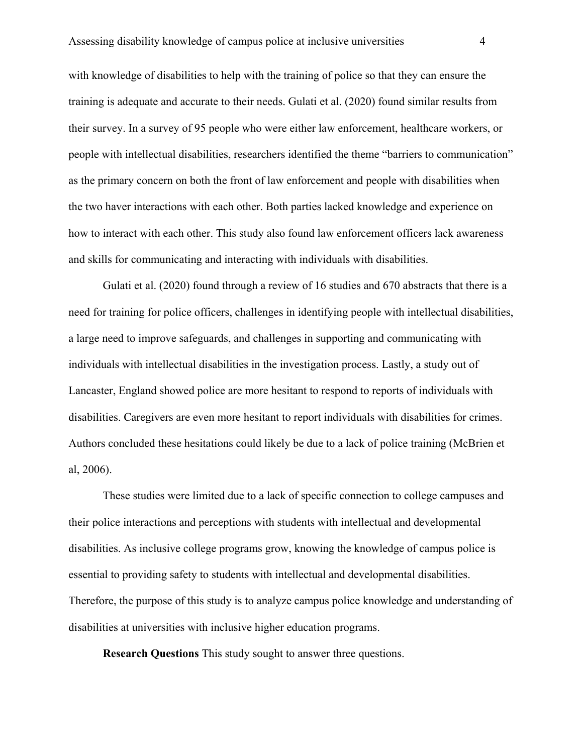with knowledge of disabilities to help with the training of police so that they can ensure the training is adequate and accurate to their needs. Gulati et al. (2020) found similar results from their survey. In a survey of 95 people who were either law enforcement, healthcare workers, or people with intellectual disabilities, researchers identified the theme "barriers to communication" as the primary concern on both the front of law enforcement and people with disabilities when the two haver interactions with each other. Both parties lacked knowledge and experience on how to interact with each other. This study also found law enforcement officers lack awareness and skills for communicating and interacting with individuals with disabilities.

Gulati et al. (2020) found through a review of 16 studies and 670 abstracts that there is a need for training for police officers, challenges in identifying people with intellectual disabilities, a large need to improve safeguards, and challenges in supporting and communicating with individuals with intellectual disabilities in the investigation process. Lastly, a study out of Lancaster, England showed police are more hesitant to respond to reports of individuals with disabilities. Caregivers are even more hesitant to report individuals with disabilities for crimes. Authors concluded these hesitations could likely be due to a lack of police training (McBrien et al, 2006).

These studies were limited due to a lack of specific connection to college campuses and their police interactions and perceptions with students with intellectual and developmental disabilities. As inclusive college programs grow, knowing the knowledge of campus police is essential to providing safety to students with intellectual and developmental disabilities. Therefore, the purpose of this study is to analyze campus police knowledge and understanding of disabilities at universities with inclusive higher education programs.

**Research Questions** This study sought to answer three questions.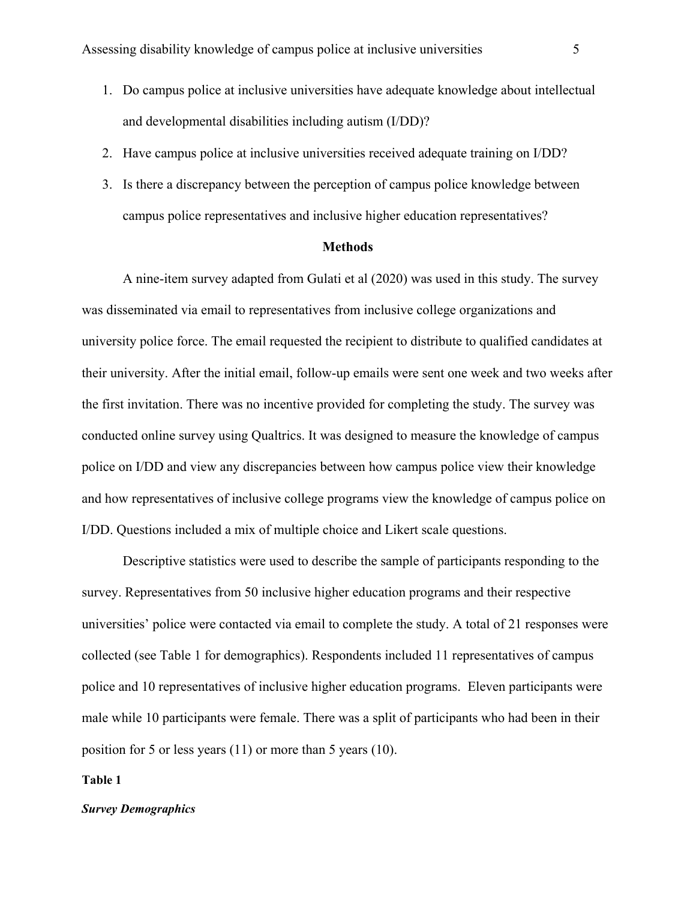1. Do campus police at inclusive universities have adequate knowledge about intellectual and developmental disabilities including autism (I/DD)?
2. Have campus police at inclusive universities received adequate training on I/DD?
3. Is there a discrepancy between the perception of campus police knowledge between campus police representatives and inclusive higher education representatives?

## Methods

A nine-item survey adapted from Gulati et al (2020) was used in this study. The survey was disseminated via email to representatives from inclusive college organizations and university police force. The email requested the recipient to distribute to qualified candidates at their university. After the initial email, follow-up emails were sent one week and two weeks after the first invitation. There was no incentive provided for completing the study. The survey was conducted online survey using Qualtrics. It was designed to measure the knowledge of campus police on I/DD and view any discrepancies between how campus police view their knowledge and how representatives of inclusive college programs view the knowledge of campus police on I/DD. Questions included a mix of multiple choice and Likert scale questions.

Descriptive statistics were used to describe the sample of participants responding to the survey. Representatives from 50 inclusive higher education programs and their respective universities' police were contacted via email to complete the study. A total of 21 responses were collected (see Table 1 for demographics). Respondents included 11 representatives of campus police and 10 representatives of inclusive higher education programs. Eleven participants were male while 10 participants were female. There was a split of participants who had been in their position for 5 or less years (11) or more than 5 years (10).

**Table 1**

***Survey Demographics***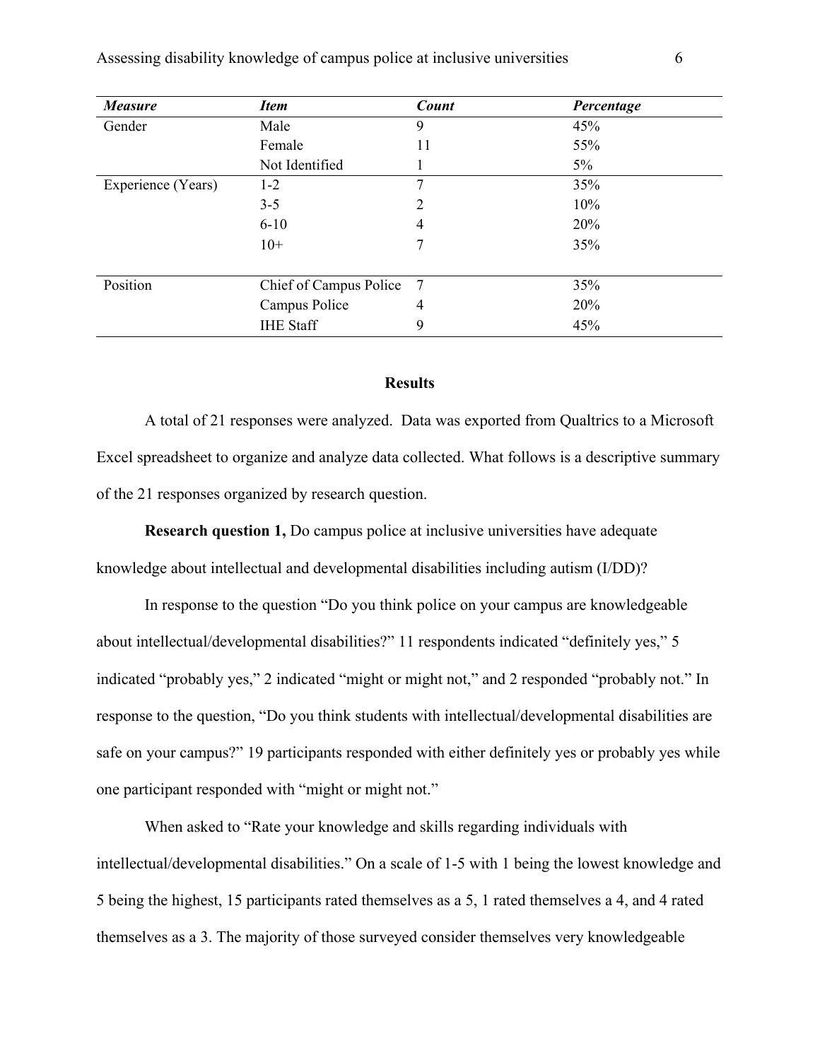| *Measure* | *Item* | *Count* | *Percentage* |
|---|---|---|---|
| Gender | Male | 9 | 45% |
| | Female | 11 | 55% |
| | Not Identified | 1 | 5% |
| Experience (Years) | 1-2 | 7 | 35% |
| | 3-5 | 2 | 10% |
| | 6-10 | 4 | 20% |
| | 10+ | 7 | 35% |
| Position | Chief of Campus Police | 7 | 35% |
| | Campus Police | 4 | 20% |
| | IHE Staff | 9 | 45% |

## Results

A total of 21 responses were analyzed. Data was exported from Qualtrics to a Microsoft Excel spreadsheet to organize and analyze data collected. What follows is a descriptive summary of the 21 responses organized by research question.

**Research question 1,** Do campus police at inclusive universities have adequate knowledge about intellectual and developmental disabilities including autism (I/DD)?

In response to the question "Do you think police on your campus are knowledgeable about intellectual/developmental disabilities?" 11 respondents indicated "definitely yes," 5 indicated "probably yes," 2 indicated "might or might not," and 2 responded "probably not." In response to the question, "Do you think students with intellectual/developmental disabilities are safe on your campus?" 19 participants responded with either definitely yes or probably yes while one participant responded with "might or might not."

When asked to "Rate your knowledge and skills regarding individuals with intellectual/developmental disabilities." On a scale of 1-5 with 1 being the lowest knowledge and 5 being the highest, 15 participants rated themselves as a 5, 1 rated themselves a 4, and 4 rated themselves as a 3. The majority of those surveyed consider themselves very knowledgeable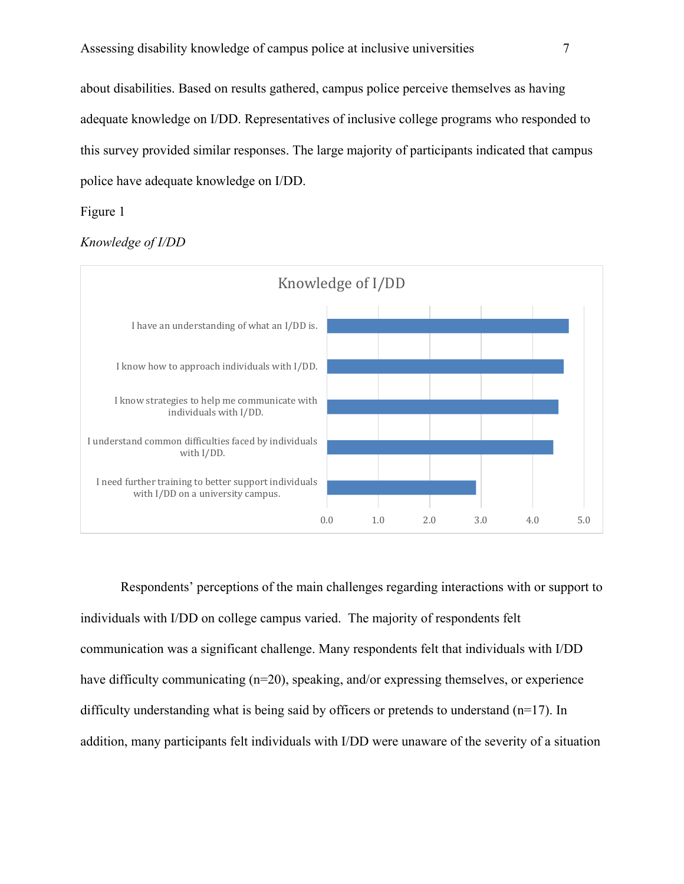about disabilities. Based on results gathered, campus police perceive themselves as having adequate knowledge on I/DD. Representatives of inclusive college programs who responded to this survey provided similar responses. The large majority of participants indicated that campus police have adequate knowledge on I/DD.

Figure 1

*Knowledge of I/DD*

Knowledge of I/DD

I have an understanding of what an I/DD is.

I know how to approach individuals with I/DD.

I know strategies to help me communicate with individuals with I/DD.

I understand common difficulties faced by individuals with I/DD.

I need further training to better support individuals with I/DD on a university campus.

0.0 1.0 2.0 3.0 4.0 5.0

Respondents' perceptions of the main challenges regarding interactions with or support to individuals with I/DD on college campus varied. The majority of respondents felt communication was a significant challenge. Many respondents felt that individuals with I/DD have difficulty communicating (n=20), speaking, and/or expressing themselves, or experience difficulty understanding what is being said by officers or pretends to understand (n=17). In addition, many participants felt individuals with I/DD were unaware of the severity of a situation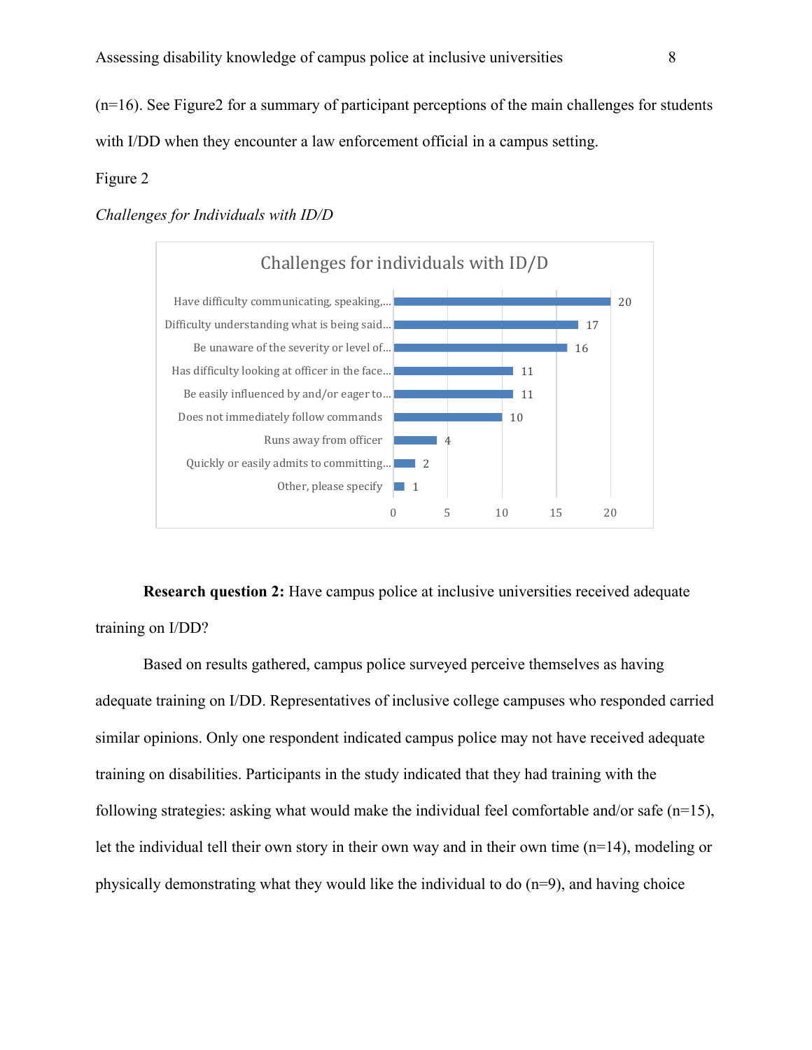(n=16). See Figure2 for a summary of participant perceptions of the main challenges for students with I/DD when they encounter a law enforcement official in a campus setting.

Figure 2

*Challenges for Individuals with ID/D*

Challenges for individuals with ID/D

| Challenge | Count |
|---|---|
| Have difficulty communicating, speaking,... | 20 |
| Difficulty understanding what is being said... | 17 |
| Be unaware of the severity or level of... | 16 |
| Has difficulty looking at officer in the face... | 11 |
| Be easily influenced by and/or eager to... | 11 |
| Does not immediately follow commands | 10 |
| Runs away from officer | 4 |
| Quickly or easily admits to committing... | 2 |
| Other, please specify | 1 |

**Research question 2:** Have campus police at inclusive universities received adequate training on I/DD?

Based on results gathered, campus police surveyed perceive themselves as having adequate training on I/DD. Representatives of inclusive college campuses who responded carried similar opinions. Only one respondent indicated campus police may not have received adequate training on disabilities. Participants in the study indicated that they had training with the following strategies: asking what would make the individual feel comfortable and/or safe (n=15), let the individual tell their own story in their own way and in their own time (n=14), modeling or physically demonstrating what they would like the individual to do (n=9), and having choice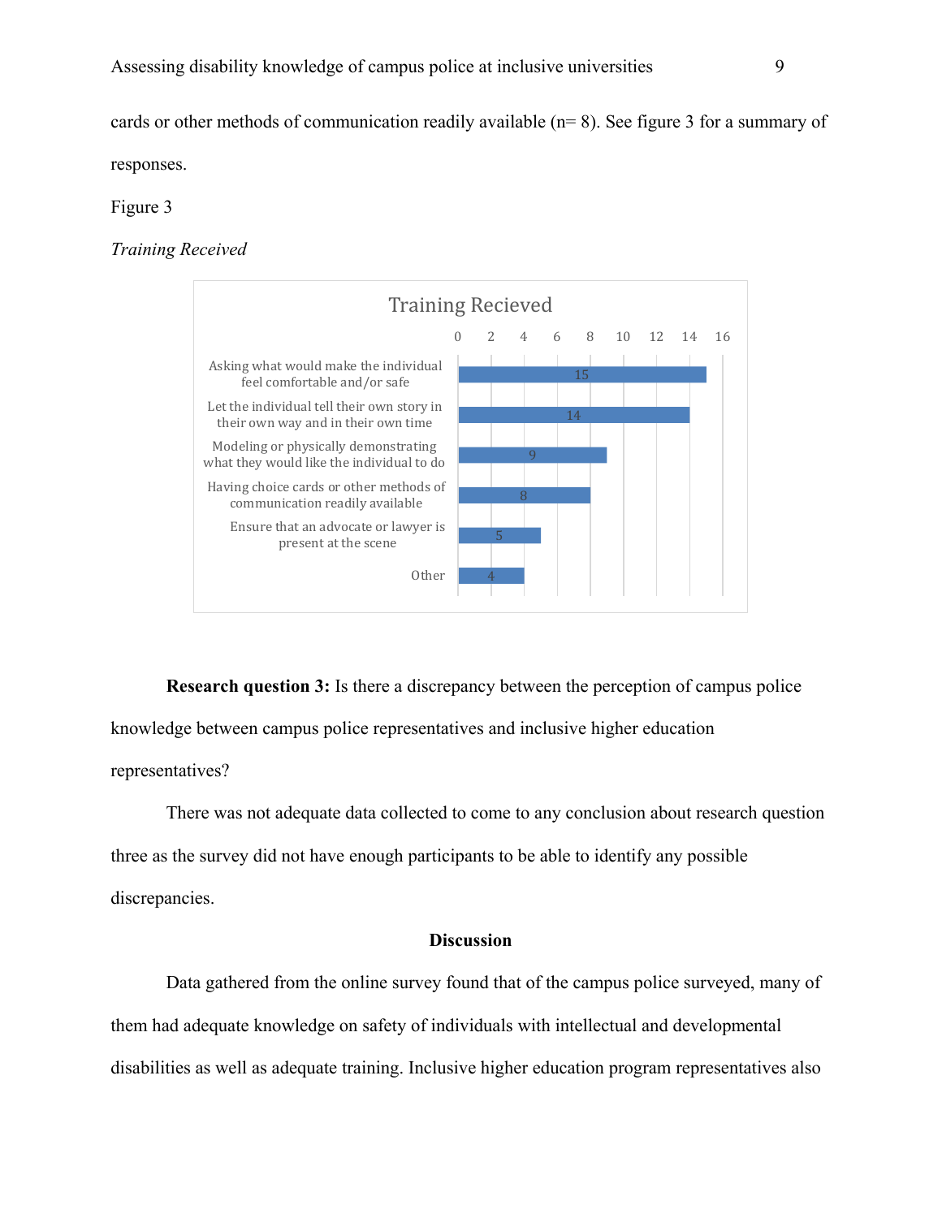cards or other methods of communication readily available (n= 8). See figure 3 for a summary of responses.

Figure 3

*Training Received*

| Training Recieved | |
|---|---|
| Asking what would make the individual feel comfortable and/or safe | 15 |
| Let the individual tell their own story in their own way and in their own time | 14 |
| Modeling or physically demonstrating what they would like the individual to do | 9 |
| Having choice cards or other methods of communication readily available | 8 |
| Ensure that an advocate or lawyer is present at the scene | 5 |
| Other | 4 |

**Research question 3:** Is there a discrepancy between the perception of campus police knowledge between campus police representatives and inclusive higher education representatives?

There was not adequate data collected to come to any conclusion about research question three as the survey did not have enough participants to be able to identify any possible discrepancies.

## Discussion

Data gathered from the online survey found that of the campus police surveyed, many of them had adequate knowledge on safety of individuals with intellectual and developmental disabilities as well as adequate training. Inclusive higher education program representatives also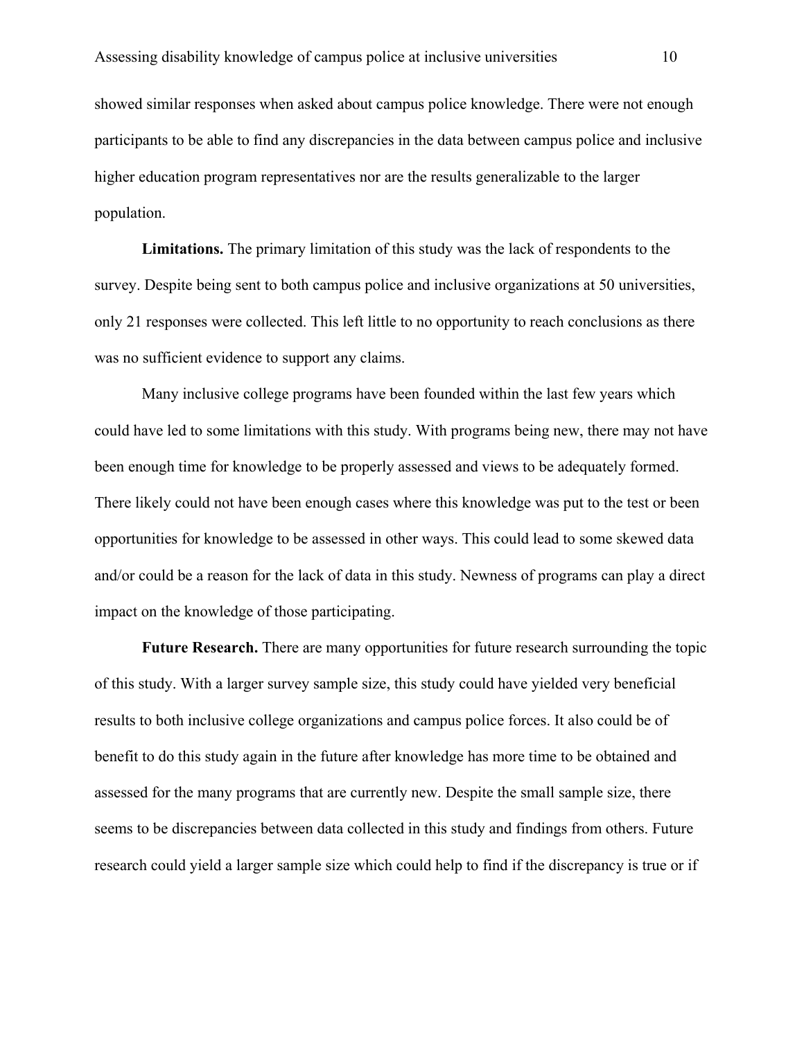showed similar responses when asked about campus police knowledge. There were not enough participants to be able to find any discrepancies in the data between campus police and inclusive higher education program representatives nor are the results generalizable to the larger population.

**Limitations.** The primary limitation of this study was the lack of respondents to the survey. Despite being sent to both campus police and inclusive organizations at 50 universities, only 21 responses were collected. This left little to no opportunity to reach conclusions as there was no sufficient evidence to support any claims.

Many inclusive college programs have been founded within the last few years which could have led to some limitations with this study. With programs being new, there may not have been enough time for knowledge to be properly assessed and views to be adequately formed. There likely could not have been enough cases where this knowledge was put to the test or been opportunities for knowledge to be assessed in other ways. This could lead to some skewed data and/or could be a reason for the lack of data in this study. Newness of programs can play a direct impact on the knowledge of those participating.

**Future Research.** There are many opportunities for future research surrounding the topic of this study. With a larger survey sample size, this study could have yielded very beneficial results to both inclusive college organizations and campus police forces. It also could be of benefit to do this study again in the future after knowledge has more time to be obtained and assessed for the many programs that are currently new. Despite the small sample size, there seems to be discrepancies between data collected in this study and findings from others. Future research could yield a larger sample size which could help to find if the discrepancy is true or if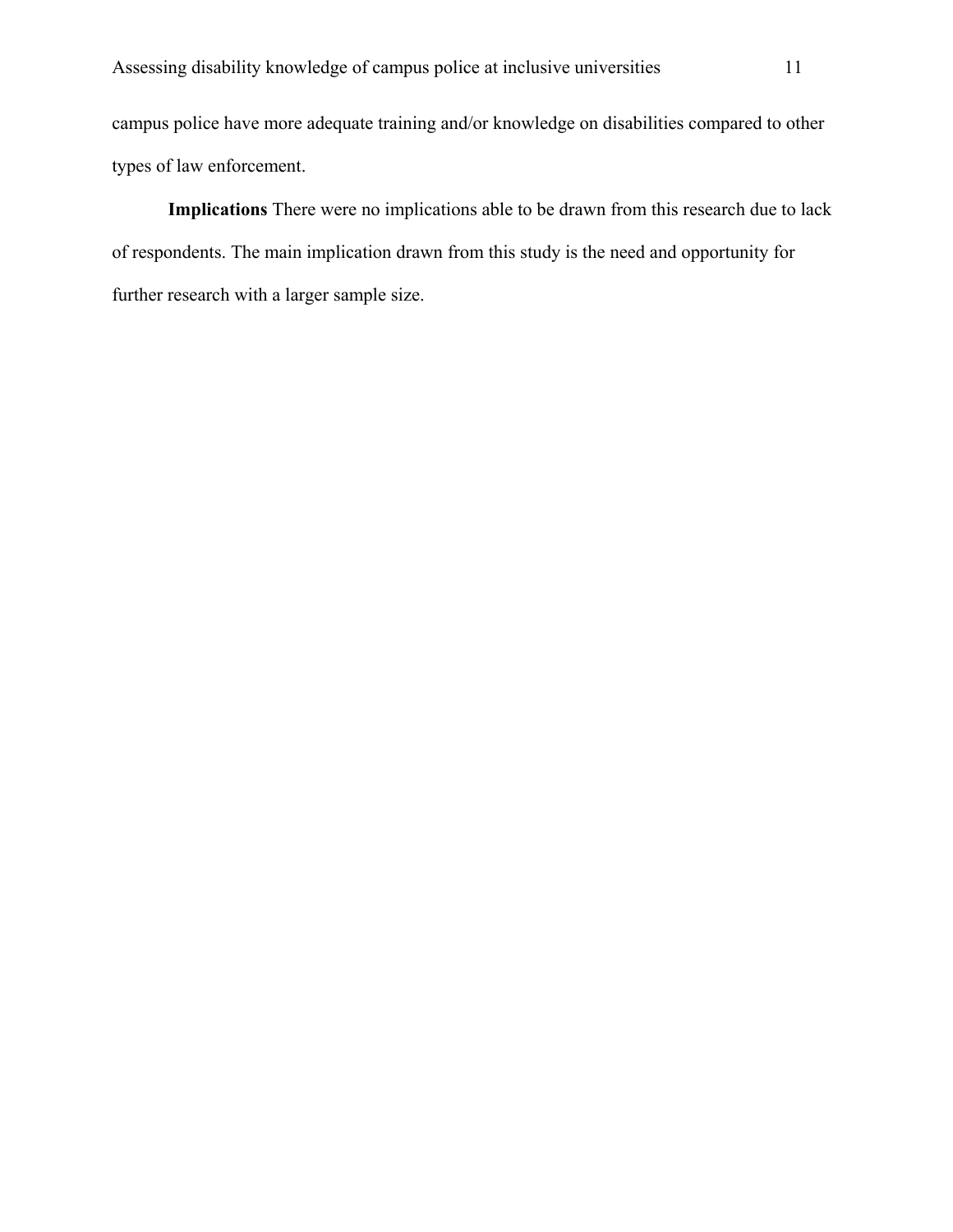campus police have more adequate training and/or knowledge on disabilities compared to other types of law enforcement.

**Implications** There were no implications able to be drawn from this research due to lack of respondents. The main implication drawn from this study is the need and opportunity for further research with a larger sample size.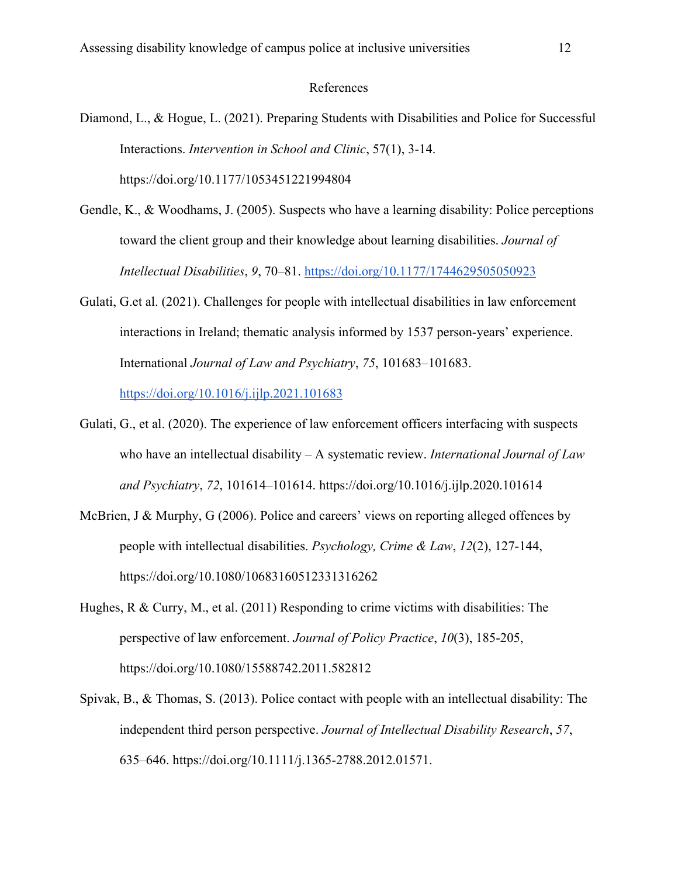# References

Diamond, L., & Hogue, L. (2021). Preparing Students with Disabilities and Police for Successful Interactions. *Intervention in School and Clinic*, 57(1), 3-14. https://doi.org/10.1177/1053451221994804

Gendle, K., & Woodhams, J. (2005). Suspects who have a learning disability: Police perceptions toward the client group and their knowledge about learning disabilities. *Journal of Intellectual Disabilities*, *9*, 70–81. https://doi.org/10.1177/1744629505050923

Gulati, G.et al. (2021). Challenges for people with intellectual disabilities in law enforcement interactions in Ireland; thematic analysis informed by 1537 person-years' experience. International *Journal of Law and Psychiatry*, *75*, 101683–101683. https://doi.org/10.1016/j.ijlp.2021.101683

Gulati, G., et al. (2020). The experience of law enforcement officers interfacing with suspects who have an intellectual disability – A systematic review. *International Journal of Law and Psychiatry*, *72*, 101614–101614. https://doi.org/10.1016/j.ijlp.2020.101614

McBrien, J & Murphy, G (2006). Police and careers' views on reporting alleged offences by people with intellectual disabilities. *Psychology, Crime & Law*, *12*(2), 127-144, https://doi.org/10.1080/10683160512331316262

Hughes, R & Curry, M., et al. (2011) Responding to crime victims with disabilities: The perspective of law enforcement. *Journal of Policy Practice*, *10*(3), 185-205, https://doi.org/10.1080/15588742.2011.582812

Spivak, B., & Thomas, S. (2013). Police contact with people with an intellectual disability: The independent third person perspective. *Journal of Intellectual Disability Research*, *57*, 635–646. https://doi.org/10.1111/j.1365-2788.2012.01571.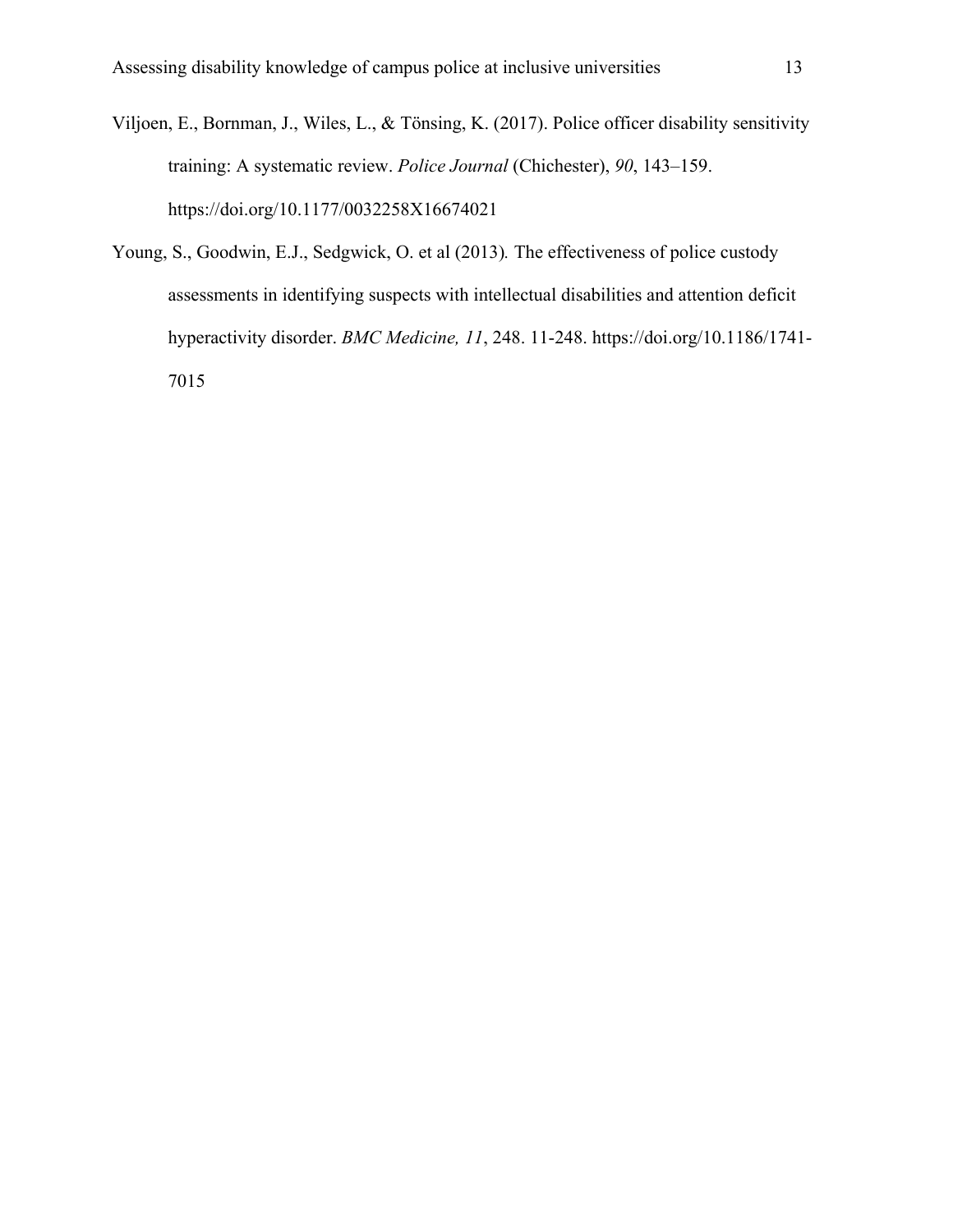Viljoen, E., Bornman, J., Wiles, L., & Tönsing, K. (2017). Police officer disability sensitivity training: A systematic review. *Police Journal* (Chichester), *90*, 143–159. https://doi.org/10.1177/0032258X16674021

Young, S., Goodwin, E.J., Sedgwick, O. et al (2013). The effectiveness of police custody assessments in identifying suspects with intellectual disabilities and attention deficit hyperactivity disorder. *BMC Medicine, 11*, 248. 11-248. https://doi.org/10.1186/1741-7015